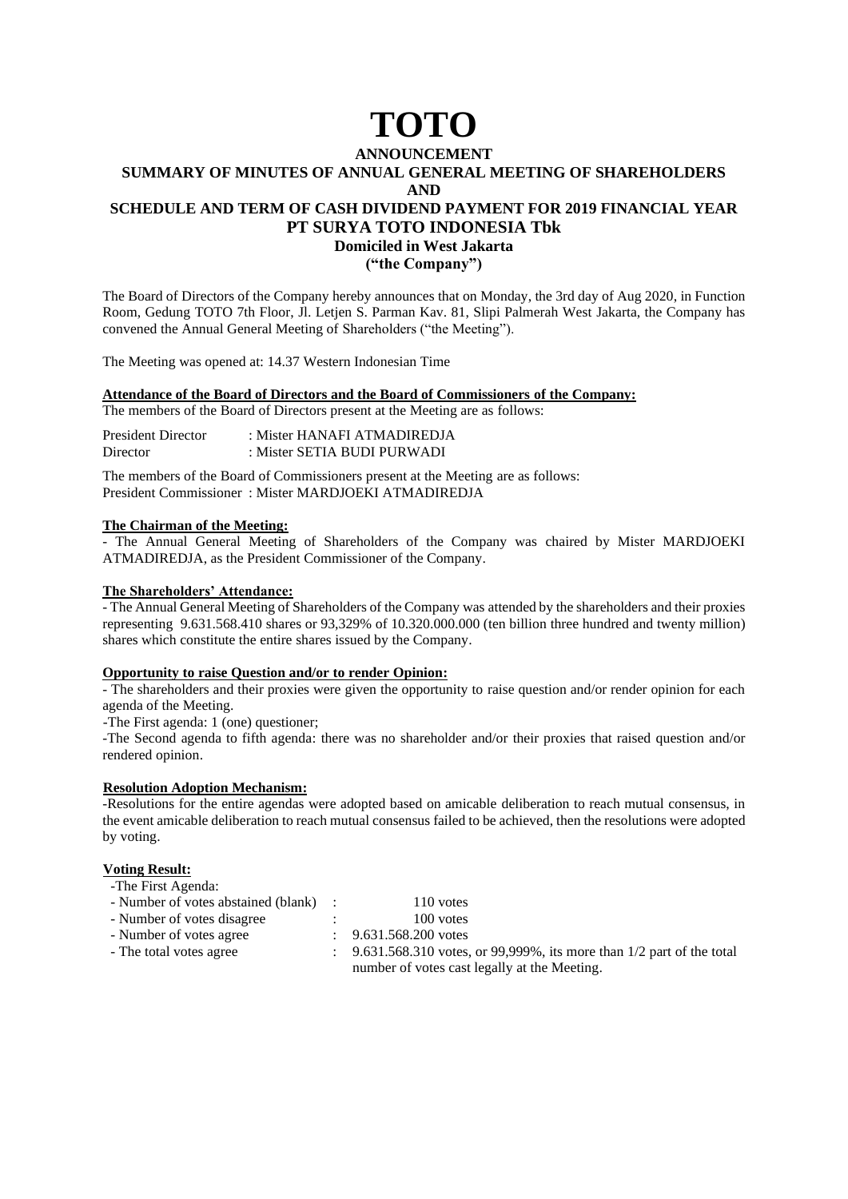# TOTO

## ANNOUNCEMENT

## SUMMARY OF MINUTES OF ANNUAL GENERAL MEETING OF SHAREHOLDERS AND SCHEDULE AND TERM OF CASH DIVIDEND PAYMENT FOR 2019 FINANCIAL YEAR

## PT SURYA TOTO INDONESIA Tbk

**Domiciled in West Jakarta**

**("the Company")**

The Board of Directors of the Company hereby announces that on Monday, the 3rd day of Aug 2020, in Function Room, Gedung TOTO 7th Floor, Jl. Letjen S. Parman Kav. 81, Slipi Palmerah West Jakarta, the Company has convened the Annual General Meeting of Shareholders ("the Meeting").

The Meeting was opened at: 14.37 Western Indonesian Time

**Attendance of the Board of Directors and the Board of Commissioners of the Company:**

The members of the Board of Directors present at the Meeting are as follows:

President Director : Mister HANAFI ATMADIREDJA
Director : Mister SETIA BUDI PURWADI

The members of the Board of Commissioners present at the Meeting are as follows:
President Commissioner : Mister MARDJOEKI ATMADIREDJA

**The Chairman of the Meeting:**

- The Annual General Meeting of Shareholders of the Company was chaired by Mister MARDJOEKI ATMADIREDJA, as the President Commissioner of the Company.

**The Shareholders' Attendance:**

- The Annual General Meeting of Shareholders of the Company was attended by the shareholders and their proxies representing 9.631.568.410 shares or 93,329% of 10.320.000.000 (ten billion three hundred and twenty million) shares which constitute the entire shares issued by the Company.

**Opportunity to raise Question and/or to render Opinion:**

- The shareholders and their proxies were given the opportunity to raise question and/or render opinion for each agenda of the Meeting.
- The First agenda: 1 (one) questioner;
- The Second agenda to fifth agenda: there was no shareholder and/or their proxies that raised question and/or rendered opinion.

**Resolution Adoption Mechanism:**

- Resolutions for the entire agendas were adopted based on amicable deliberation to reach mutual consensus, in the event amicable deliberation to reach mutual consensus failed to be achieved, then the resolutions were adopted by voting.

**Voting Result:**

- The First Agenda:
  - Number of votes abstained (blank) : 110 votes
  - Number of votes disagree : 100 votes
  - Number of votes agree : 9.631.568.200 votes
  - The total votes agree : 9.631.568.310 votes, or 99,999%, its more than 1/2 part of the total number of votes cast legally at the Meeting.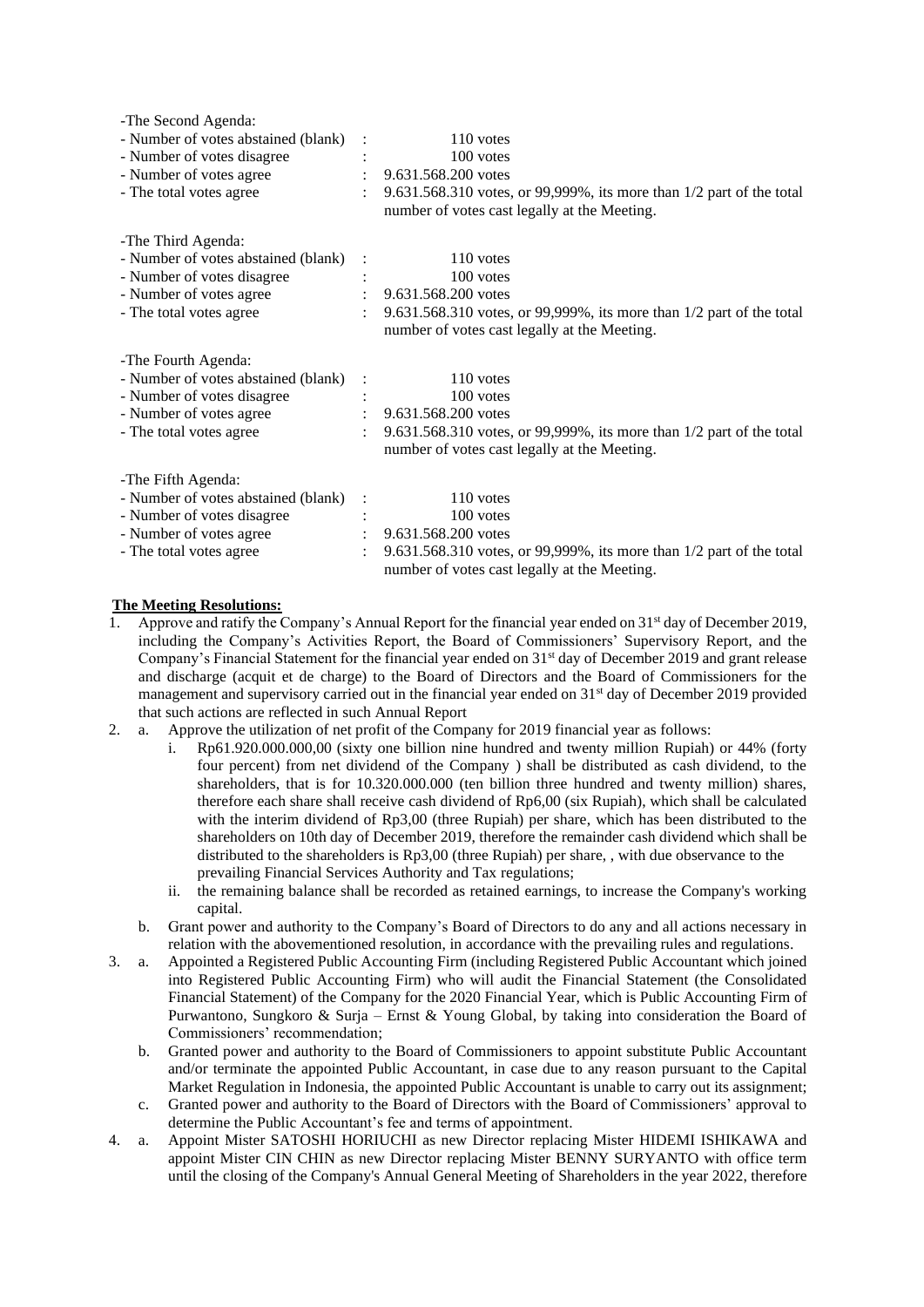-The Second Agenda:

- Number of votes abstained (blank) : 110 votes
- Number of votes disagree : 100 votes
- Number of votes agree : 9.631.568.200 votes
- The total votes agree : 9.631.568.310 votes, or 99,999%, its more than 1/2 part of the total number of votes cast legally at the Meeting.

-The Third Agenda:

- Number of votes abstained (blank) : 110 votes
- Number of votes disagree : 100 votes
- Number of votes agree : 9.631.568.200 votes
- The total votes agree : 9.631.568.310 votes, or 99,999%, its more than 1/2 part of the total number of votes cast legally at the Meeting.

-The Fourth Agenda:

- Number of votes abstained (blank) : 110 votes
- Number of votes disagree : 100 votes
- Number of votes agree : 9.631.568.200 votes
- The total votes agree : 9.631.568.310 votes, or 99,999%, its more than 1/2 part of the total number of votes cast legally at the Meeting.

-The Fifth Agenda:

- Number of votes abstained (blank) : 110 votes
- Number of votes disagree : 100 votes
- Number of votes agree : 9.631.568.200 votes
- The total votes agree : 9.631.568.310 votes, or 99,999%, its more than 1/2 part of the total number of votes cast legally at the Meeting.

**The Meeting Resolutions:**

1. Approve and ratify the Company's Annual Report for the financial year ended on 31st day of December 2019, including the Company's Activities Report, the Board of Commissioners' Supervisory Report, and the Company's Financial Statement for the financial year ended on 31st day of December 2019 and grant release and discharge (acquit et de charge) to the Board of Directors and the Board of Commissioners for the management and supervisory carried out in the financial year ended on 31st day of December 2019 provided that such actions are reflected in such Annual Report
2. a. Approve the utilization of net profit of the Company for 2019 financial year as follows:
   i. Rp61.920.000.000,00 (sixty one billion nine hundred and twenty million Rupiah) or 44% (forty four percent) from net dividend of the Company ) shall be distributed as cash dividend, to the shareholders, that is for 10.320.000.000 (ten billion three hundred and twenty million) shares, therefore each share shall receive cash dividend of Rp6,00 (six Rupiah), which shall be calculated with the interim dividend of Rp3,00 (three Rupiah) per share, which has been distributed to the shareholders on 10th day of December 2019, therefore the remainder cash dividend which shall be distributed to the shareholders is Rp3,00 (three Rupiah) per share, , with due observance to the prevailing Financial Services Authority and Tax regulations;
   ii. the remaining balance shall be recorded as retained earnings, to increase the Company's working capital.

   b. Grant power and authority to the Company's Board of Directors to do any and all actions necessary in relation with the abovementioned resolution, in accordance with the prevailing rules and regulations.
3. a. Appointed a Registered Public Accounting Firm (including Registered Public Accountant which joined into Registered Public Accounting Firm) who will audit the Financial Statement (the Consolidated Financial Statement) of the Company for the 2020 Financial Year, which is Public Accounting Firm of Purwantono, Sungkoro & Surja – Ernst & Young Global, by taking into consideration the Board of Commissioners' recommendation;

   b. Granted power and authority to the Board of Commissioners to appoint substitute Public Accountant and/or terminate the appointed Public Accountant, in case due to any reason pursuant to the Capital Market Regulation in Indonesia, the appointed Public Accountant is unable to carry out its assignment;

   c. Granted power and authority to the Board of Directors with the Board of Commissioners' approval to determine the Public Accountant's fee and terms of appointment.
4. a. Appoint Mister SATOSHI HORIUCHI as new Director replacing Mister HIDEMI ISHIKAWA and appoint Mister CIN CHIN as new Director replacing Mister BENNY SURYANTO with office term until the closing of the Company's Annual General Meeting of Shareholders in the year 2022, therefore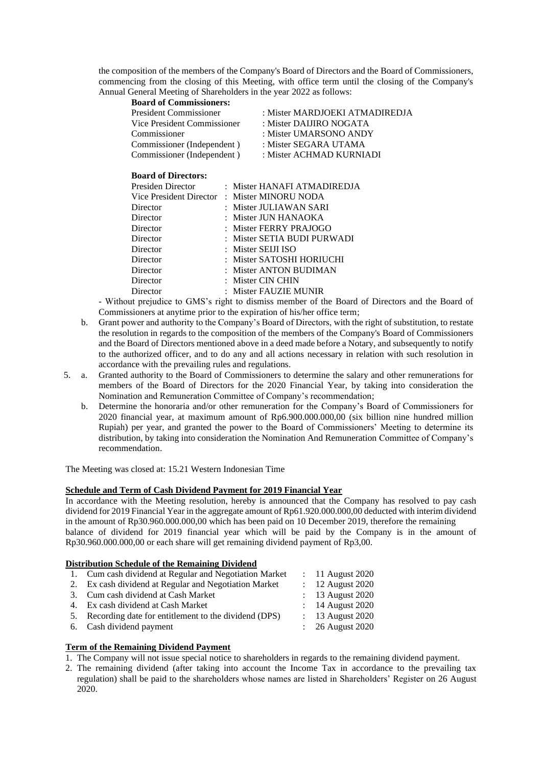the composition of the members of the Company's Board of Directors and the Board of Commissioners, commencing from the closing of this Meeting, with office term until the closing of the Company's Annual General Meeting of Shareholders in the year 2022 as follows:

**Board of Commissioners:**

| | |
|---|---|
| President Commissioner | : Mister MARDJOEKI ATMADIREDJA |
| Vice President Commissioner | : Mister DAIJIRO NOGATA |
| Commissioner | : Mister UMARSONO ANDY |
| Commissioner (Independent ) | : Mister SEGARA UTAMA |
| Commissioner (Independent ) | : Mister ACHMAD KURNIADI |

**Board of Directors:**

| | |
|---|---|
| Presiden Director | : Mister HANAFI ATMADIREDJA |
| Vice President Director | : Mister MINORU NODA |
| Director | : Mister JULIAWAN SARI |
| Director | : Mister JUN HANAOKA |
| Director | : Mister FERRY PRAJOGO |
| Director | : Mister SETIA BUDI PURWADI |
| Director | : Mister SEIJI ISO |
| Director | : Mister SATOSHI HORIUCHI |
| Director | : Mister ANTON BUDIMAN |
| Director | : Mister CIN CHIN |
| Director | : Mister FAUZIE MUNIR |

- Without prejudice to GMS's right to dismiss member of the Board of Directors and the Board of Commissioners at anytime prior to the expiration of his/her office term;

b. Grant power and authority to the Company's Board of Directors, with the right of substitution, to restate the resolution in regards to the composition of the members of the Company's Board of Commissioners and the Board of Directors mentioned above in a deed made before a Notary, and subsequently to notify to the authorized officer, and to do any and all actions necessary in relation with such resolution in accordance with the prevailing rules and regulations.

5. a. Granted authority to the Board of Commissioners to determine the salary and other remunerations for members of the Board of Directors for the 2020 Financial Year, by taking into consideration the Nomination and Remuneration Committee of Company's recommendation;

   b. Determine the honoraria and/or other remuneration for the Company's Board of Commissioners for 2020 financial year, at maximum amount of Rp6.900.000.000,00 (six billion nine hundred million Rupiah) per year, and granted the power to the Board of Commissioners' Meeting to determine its distribution, by taking into consideration the Nomination And Remuneration Committee of Company's recommendation.

The Meeting was closed at: 15.21 Western Indonesian Time

**Schedule and Term of Cash Dividend Payment for 2019 Financial Year**

In accordance with the Meeting resolution, hereby is announced that the Company has resolved to pay cash dividend for 2019 Financial Year in the aggregate amount of Rp61.920.000.000,00 deducted with interim dividend in the amount of Rp30.960.000.000,00 which has been paid on 10 December 2019, therefore the remaining balance of dividend for 2019 financial year which will be paid by the Company is in the amount of Rp30.960.000.000,00 or each share will get remaining dividend payment of Rp3,00.

**Distribution Schedule of the Remaining Dividend**

| | | |
|---|---|---|
| 1. | Cum cash dividend at Regular and Negotiation Market | : 11 August 2020 |
| 2. | Ex cash dividend at Regular and Negotiation Market | : 12 August 2020 |
| 3. | Cum cash dividend at Cash Market | : 13 August 2020 |
| 4. | Ex cash dividend at Cash Market | : 14 August 2020 |
| 5. | Recording date for entitlement to the dividend (DPS) | : 13 August 2020 |
| 6. | Cash dividend payment | : 26 August 2020 |

**Term of the Remaining Dividend Payment**

1. The Company will not issue special notice to shareholders in regards to the remaining dividend payment.
2. The remaining dividend (after taking into account the Income Tax in accordance to the prevailing tax regulation) shall be paid to the shareholders whose names are listed in Shareholders' Register on 26 August 2020.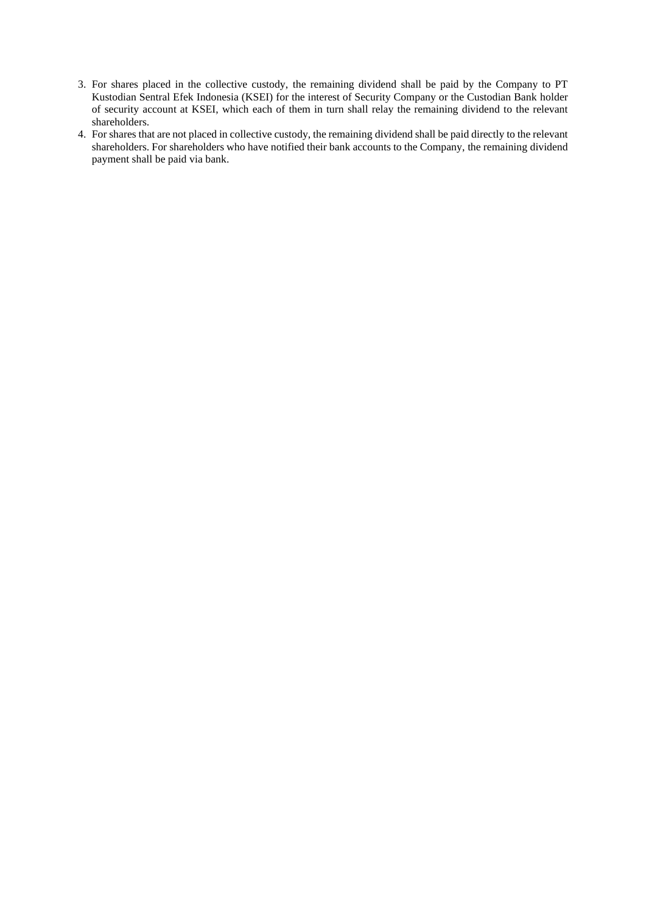3. For shares placed in the collective custody, the remaining dividend shall be paid by the Company to PT Kustodian Sentral Efek Indonesia (KSEI) for the interest of Security Company or the Custodian Bank holder of security account at KSEI, which each of them in turn shall relay the remaining dividend to the relevant shareholders.
4. For shares that are not placed in collective custody, the remaining dividend shall be paid directly to the relevant shareholders. For shareholders who have notified their bank accounts to the Company, the remaining dividend payment shall be paid via bank.